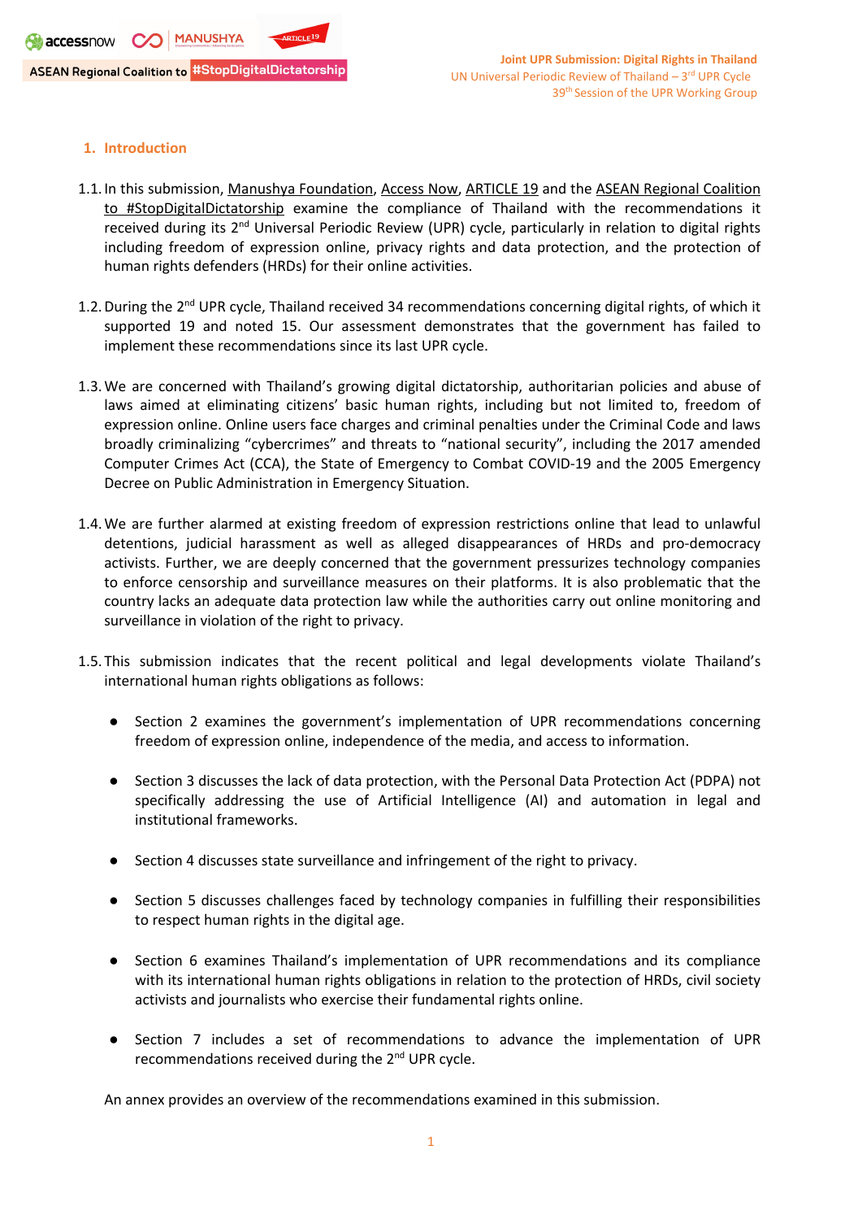## 1. Introduction

1.1. In this submission, Manushya Foundation, Access Now, ARTICLE 19 and the ASEAN Regional Coalition to #StopDigitalDictatorship examine the compliance of Thailand with the recommendations it received during its 2nd Universal Periodic Review (UPR) cycle, particularly in relation to digital rights including freedom of expression online, privacy rights and data protection, and the protection of human rights defenders (HRDs) for their online activities.

1.2. During the 2nd UPR cycle, Thailand received 34 recommendations concerning digital rights, of which it supported 19 and noted 15. Our assessment demonstrates that the government has failed to implement these recommendations since its last UPR cycle.

1.3. We are concerned with Thailand's growing digital dictatorship, authoritarian policies and abuse of laws aimed at eliminating citizens' basic human rights, including but not limited to, freedom of expression online. Online users face charges and criminal penalties under the Criminal Code and laws broadly criminalizing "cybercrimes" and threats to "national security", including the 2017 amended Computer Crimes Act (CCA), the State of Emergency to Combat COVID-19 and the 2005 Emergency Decree on Public Administration in Emergency Situation.

1.4. We are further alarmed at existing freedom of expression restrictions online that lead to unlawful detentions, judicial harassment as well as alleged disappearances of HRDs and pro-democracy activists. Further, we are deeply concerned that the government pressurizes technology companies to enforce censorship and surveillance measures on their platforms. It is also problematic that the country lacks an adequate data protection law while the authorities carry out online monitoring and surveillance in violation of the right to privacy.

1.5. This submission indicates that the recent political and legal developments violate Thailand's international human rights obligations as follows:

- Section 2 examines the government's implementation of UPR recommendations concerning freedom of expression online, independence of the media, and access to information.
- Section 3 discusses the lack of data protection, with the Personal Data Protection Act (PDPA) not specifically addressing the use of Artificial Intelligence (AI) and automation in legal and institutional frameworks.
- Section 4 discusses state surveillance and infringement of the right to privacy.
- Section 5 discusses challenges faced by technology companies in fulfilling their responsibilities to respect human rights in the digital age.
- Section 6 examines Thailand's implementation of UPR recommendations and its compliance with its international human rights obligations in relation to the protection of HRDs, civil society activists and journalists who exercise their fundamental rights online.
- Section 7 includes a set of recommendations to advance the implementation of UPR recommendations received during the 2nd UPR cycle.

An annex provides an overview of the recommendations examined in this submission.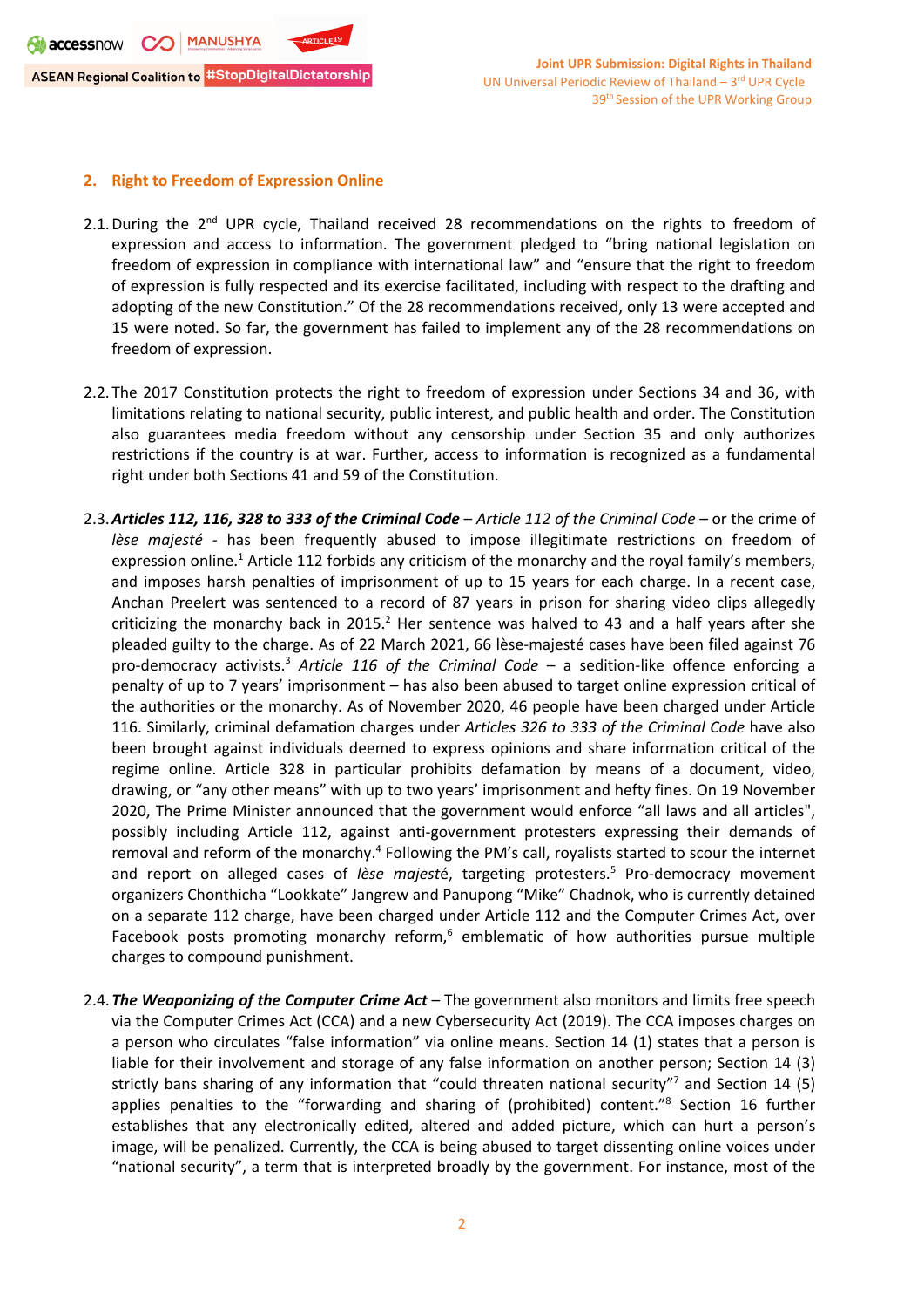## 2. Right to Freedom of Expression Online

2.1. During the 2nd UPR cycle, Thailand received 28 recommendations on the rights to freedom of expression and access to information. The government pledged to "bring national legislation on freedom of expression in compliance with international law" and "ensure that the right to freedom of expression is fully respected and its exercise facilitated, including with respect to the drafting and adopting of the new Constitution." Of the 28 recommendations received, only 13 were accepted and 15 were noted. So far, the government has failed to implement any of the 28 recommendations on freedom of expression.

2.2. The 2017 Constitution protects the right to freedom of expression under Sections 34 and 36, with limitations relating to national security, public interest, and public health and order. The Constitution also guarantees media freedom without any censorship under Section 35 and only authorizes restrictions if the country is at war. Further, access to information is recognized as a fundamental right under both Sections 41 and 59 of the Constitution.

2.3. ***Articles 112, 116, 328 to 333 of the Criminal Code*** – *Article 112 of the Criminal Code* – or the crime of *lèse majesté* - has been frequently abused to impose illegitimate restrictions on freedom of expression online.[1] Article 112 forbids any criticism of the monarchy and the royal family's members, and imposes harsh penalties of imprisonment of up to 15 years for each charge. In a recent case, Anchan Preelert was sentenced to a record of 87 years in prison for sharing video clips allegedly criticizing the monarchy back in 2015.[2] Her sentence was halved to 43 and a half years after she pleaded guilty to the charge. As of 22 March 2021, 66 lèse-majesté cases have been filed against 76 pro-democracy activists.[3] *Article 116 of the Criminal Code* – a sedition-like offence enforcing a penalty of up to 7 years' imprisonment – has also been abused to target online expression critical of the authorities or the monarchy. As of November 2020, 46 people have been charged under Article 116. Similarly, criminal defamation charges under *Articles 326 to 333 of the Criminal Code* have also been brought against individuals deemed to express opinions and share information critical of the regime online. Article 328 in particular prohibits defamation by means of a document, video, drawing, or "any other means" with up to two years' imprisonment and hefty fines. On 19 November 2020, The Prime Minister announced that the government would enforce "all laws and all articles", possibly including Article 112, against anti-government protesters expressing their demands of removal and reform of the monarchy.[4] Following the PM's call, royalists started to scour the internet and report on alleged cases of *lèse majesté*, targeting protesters.[5] Pro-democracy movement organizers Chonthicha "Lookkate" Jangrew and Panupong "Mike" Chadnok, who is currently detained on a separate 112 charge, have been charged under Article 112 and the Computer Crimes Act, over Facebook posts promoting monarchy reform,[6] emblematic of how authorities pursue multiple charges to compound punishment.

2.4. ***The Weaponizing of the Computer Crime Act*** – The government also monitors and limits free speech via the Computer Crimes Act (CCA) and a new Cybersecurity Act (2019). The CCA imposes charges on a person who circulates "false information" via online means. Section 14 (1) states that a person is liable for their involvement and storage of any false information on another person; Section 14 (3) strictly bans sharing of any information that "could threaten national security"[7] and Section 14 (5) applies penalties to the "forwarding and sharing of (prohibited) content."[8] Section 16 further establishes that any electronically edited, altered and added picture, which can hurt a person's image, will be penalized. Currently, the CCA is being abused to target dissenting online voices under "national security", a term that is interpreted broadly by the government. For instance, most of the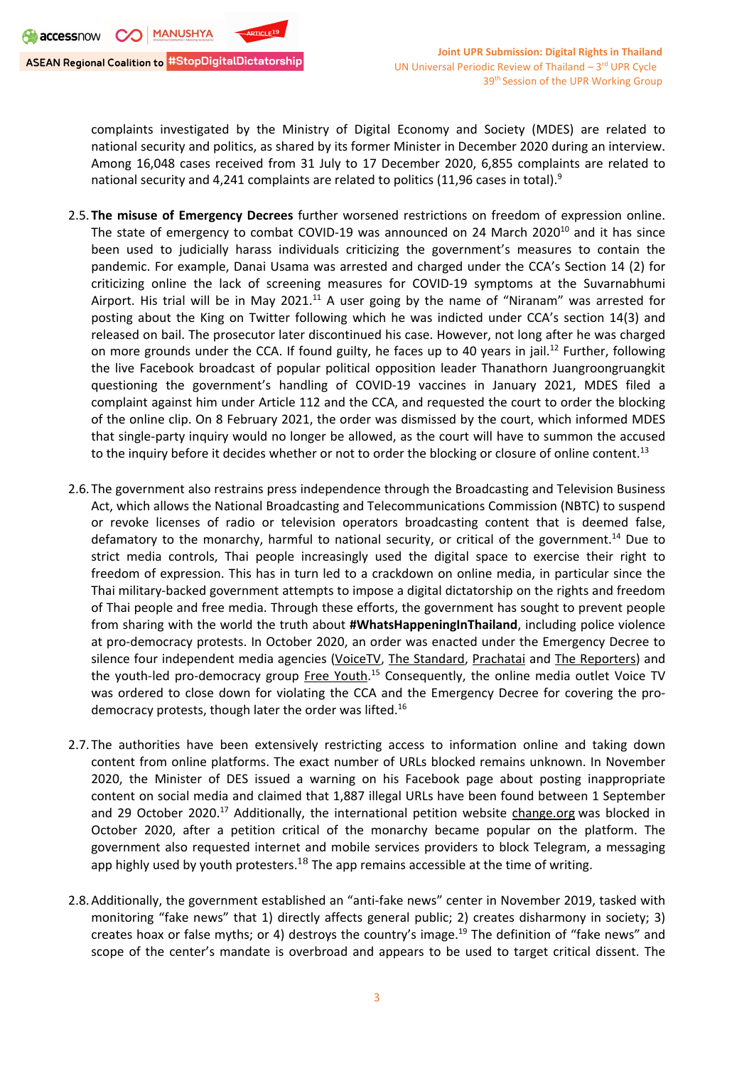complaints investigated by the Ministry of Digital Economy and Society (MDES) are related to national security and politics, as shared by its former Minister in December 2020 during an interview. Among 16,048 cases received from 31 July to 17 December 2020, 6,855 complaints are related to national security and 4,241 complaints are related to politics (11,96 cases in total).[9]

2.5. **The misuse of Emergency Decrees** further worsened restrictions on freedom of expression online. The state of emergency to combat COVID-19 was announced on 24 March 2020[10] and it has since been used to judicially harass individuals criticizing the government's measures to contain the pandemic. For example, Danai Usama was arrested and charged under the CCA's Section 14 (2) for criticizing online the lack of screening measures for COVID-19 symptoms at the Suvarnabhumi Airport. His trial will be in May 2021.[11] A user going by the name of "Niranam" was arrested for posting about the King on Twitter following which he was indicted under CCA's section 14(3) and released on bail. The prosecutor later discontinued his case. However, not long after he was charged on more grounds under the CCA. If found guilty, he faces up to 40 years in jail.[12] Further, following the live Facebook broadcast of popular political opposition leader Thanathorn Juangroongruangkit questioning the government's handling of COVID-19 vaccines in January 2021, MDES filed a complaint against him under Article 112 and the CCA, and requested the court to order the blocking of the online clip. On 8 February 2021, the order was dismissed by the court, which informed MDES that single-party inquiry would no longer be allowed, as the court will have to summon the accused to the inquiry before it decides whether or not to order the blocking or closure of online content.[13]

2.6. The government also restrains press independence through the Broadcasting and Television Business Act, which allows the National Broadcasting and Telecommunications Commission (NBTC) to suspend or revoke licenses of radio or television operators broadcasting content that is deemed false, defamatory to the monarchy, harmful to national security, or critical of the government.[14] Due to strict media controls, Thai people increasingly used the digital space to exercise their right to freedom of expression. This has in turn led to a crackdown on online media, in particular since the Thai military-backed government attempts to impose a digital dictatorship on the rights and freedom of Thai people and free media. Through these efforts, the government has sought to prevent people from sharing with the world the truth about **#WhatsHappeningInThailand**, including police violence at pro-democracy protests. In October 2020, an order was enacted under the Emergency Decree to silence four independent media agencies (VoiceTV, The Standard, Prachatai and The Reporters) and the youth-led pro-democracy group Free Youth.[15] Consequently, the online media outlet Voice TV was ordered to close down for violating the CCA and the Emergency Decree for covering the pro-democracy protests, though later the order was lifted.[16]

2.7. The authorities have been extensively restricting access to information online and taking down content from online platforms. The exact number of URLs blocked remains unknown. In November 2020, the Minister of DES issued a warning on his Facebook page about posting inappropriate content on social media and claimed that 1,887 illegal URLs have been found between 1 September and 29 October 2020.[17] Additionally, the international petition website change.org was blocked in October 2020, after a petition critical of the monarchy became popular on the platform. The government also requested internet and mobile services providers to block Telegram, a messaging app highly used by youth protesters.[18] The app remains accessible at the time of writing.

2.8. Additionally, the government established an "anti-fake news" center in November 2019, tasked with monitoring "fake news" that 1) directly affects general public; 2) creates disharmony in society; 3) creates hoax or false myths; or 4) destroys the country's image.[19] The definition of "fake news" and scope of the center's mandate is overbroad and appears to be used to target critical dissent. The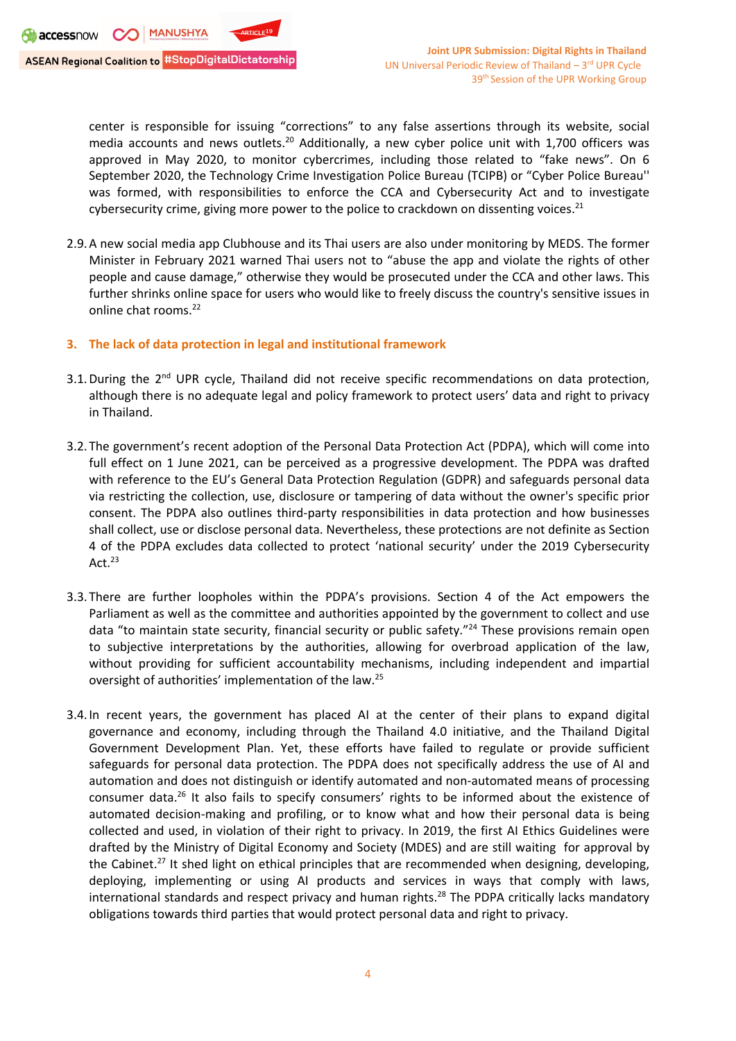center is responsible for issuing "corrections" to any false assertions through its website, social media accounts and news outlets.[20] Additionally, a new cyber police unit with 1,700 officers was approved in May 2020, to monitor cybercrimes, including those related to "fake news". On 6 September 2020, the Technology Crime Investigation Police Bureau (TCIPB) or "Cyber Police Bureau'' was formed, with responsibilities to enforce the CCA and Cybersecurity Act and to investigate cybersecurity crime, giving more power to the police to crackdown on dissenting voices.[21]

2.9. A new social media app Clubhouse and its Thai users are also under monitoring by MEDS. The former Minister in February 2021 warned Thai users not to "abuse the app and violate the rights of other people and cause damage," otherwise they would be prosecuted under the CCA and other laws. This further shrinks online space for users who would like to freely discuss the country's sensitive issues in online chat rooms.[22]

## 3. The lack of data protection in legal and institutional framework

3.1. During the 2nd UPR cycle, Thailand did not receive specific recommendations on data protection, although there is no adequate legal and policy framework to protect users' data and right to privacy in Thailand.

3.2. The government's recent adoption of the Personal Data Protection Act (PDPA), which will come into full effect on 1 June 2021, can be perceived as a progressive development. The PDPA was drafted with reference to the EU's General Data Protection Regulation (GDPR) and safeguards personal data via restricting the collection, use, disclosure or tampering of data without the owner's specific prior consent. The PDPA also outlines third-party responsibilities in data protection and how businesses shall collect, use or disclose personal data. Nevertheless, these protections are not definite as Section 4 of the PDPA excludes data collected to protect 'national security' under the 2019 Cybersecurity Act.[23]

3.3. There are further loopholes within the PDPA's provisions. Section 4 of the Act empowers the Parliament as well as the committee and authorities appointed by the government to collect and use data "to maintain state security, financial security or public safety."[24] These provisions remain open to subjective interpretations by the authorities, allowing for overbroad application of the law, without providing for sufficient accountability mechanisms, including independent and impartial oversight of authorities' implementation of the law.[25]

3.4. In recent years, the government has placed AI at the center of their plans to expand digital governance and economy, including through the Thailand 4.0 initiative, and the Thailand Digital Government Development Plan. Yet, these efforts have failed to regulate or provide sufficient safeguards for personal data protection. The PDPA does not specifically address the use of AI and automation and does not distinguish or identify automated and non-automated means of processing consumer data.[26] It also fails to specify consumers' rights to be informed about the existence of automated decision-making and profiling, or to know what and how their personal data is being collected and used, in violation of their right to privacy. In 2019, the first AI Ethics Guidelines were drafted by the Ministry of Digital Economy and Society (MDES) and are still waiting for approval by the Cabinet.[27] It shed light on ethical principles that are recommended when designing, developing, deploying, implementing or using AI products and services in ways that comply with laws, international standards and respect privacy and human rights.[28] The PDPA critically lacks mandatory obligations towards third parties that would protect personal data and right to privacy.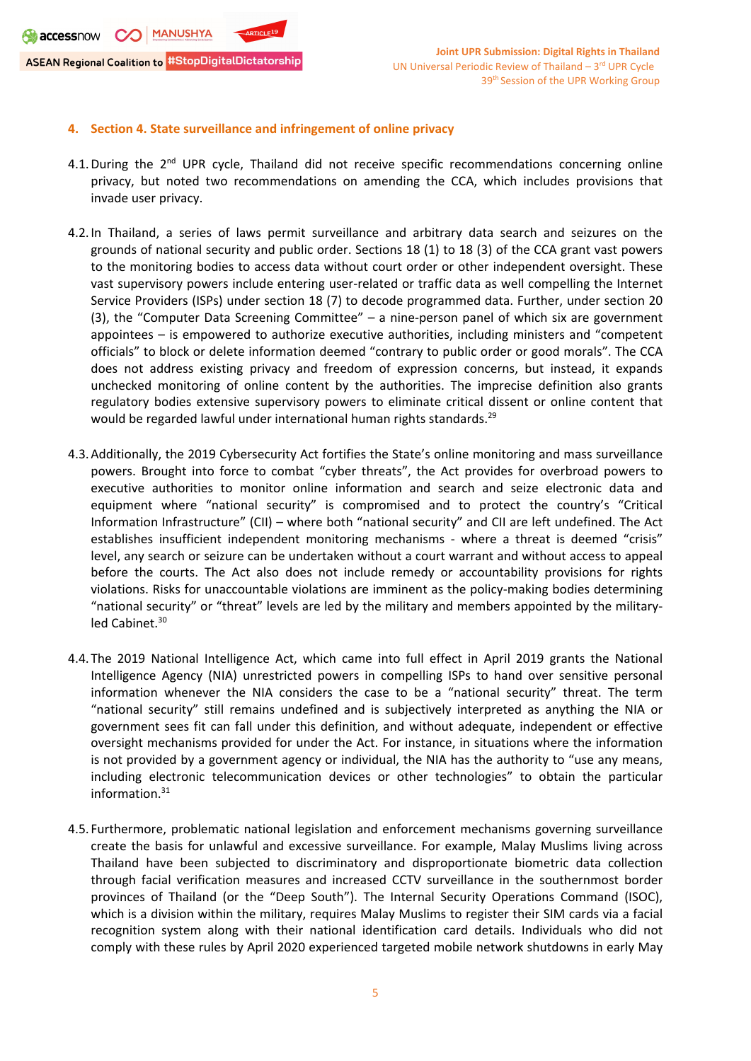## 4. Section 4. State surveillance and infringement of online privacy

4.1. During the 2nd UPR cycle, Thailand did not receive specific recommendations concerning online privacy, but noted two recommendations on amending the CCA, which includes provisions that invade user privacy.

4.2. In Thailand, a series of laws permit surveillance and arbitrary data search and seizures on the grounds of national security and public order. Sections 18 (1) to 18 (3) of the CCA grant vast powers to the monitoring bodies to access data without court order or other independent oversight. These vast supervisory powers include entering user-related or traffic data as well compelling the Internet Service Providers (ISPs) under section 18 (7) to decode programmed data. Further, under section 20 (3), the "Computer Data Screening Committee" – a nine-person panel of which six are government appointees – is empowered to authorize executive authorities, including ministers and "competent officials" to block or delete information deemed "contrary to public order or good morals". The CCA does not address existing privacy and freedom of expression concerns, but instead, it expands unchecked monitoring of online content by the authorities. The imprecise definition also grants regulatory bodies extensive supervisory powers to eliminate critical dissent or online content that would be regarded lawful under international human rights standards.[29]

4.3. Additionally, the 2019 Cybersecurity Act fortifies the State's online monitoring and mass surveillance powers. Brought into force to combat "cyber threats", the Act provides for overbroad powers to executive authorities to monitor online information and search and seize electronic data and equipment where "national security" is compromised and to protect the country's "Critical Information Infrastructure" (CII) – where both "national security" and CII are left undefined. The Act establishes insufficient independent monitoring mechanisms - where a threat is deemed "crisis" level, any search or seizure can be undertaken without a court warrant and without access to appeal before the courts. The Act also does not include remedy or accountability provisions for rights violations. Risks for unaccountable violations are imminent as the policy-making bodies determining "national security" or "threat" levels are led by the military and members appointed by the military-led Cabinet.[30]

4.4. The 2019 National Intelligence Act, which came into full effect in April 2019 grants the National Intelligence Agency (NIA) unrestricted powers in compelling ISPs to hand over sensitive personal information whenever the NIA considers the case to be a "national security" threat. The term "national security" still remains undefined and is subjectively interpreted as anything the NIA or government sees fit can fall under this definition, and without adequate, independent or effective oversight mechanisms provided for under the Act. For instance, in situations where the information is not provided by a government agency or individual, the NIA has the authority to "use any means, including electronic telecommunication devices or other technologies" to obtain the particular information.[31]

4.5. Furthermore, problematic national legislation and enforcement mechanisms governing surveillance create the basis for unlawful and excessive surveillance. For example, Malay Muslims living across Thailand have been subjected to discriminatory and disproportionate biometric data collection through facial verification measures and increased CCTV surveillance in the southernmost border provinces of Thailand (or the "Deep South"). The Internal Security Operations Command (ISOC), which is a division within the military, requires Malay Muslims to register their SIM cards via a facial recognition system along with their national identification card details. Individuals who did not comply with these rules by April 2020 experienced targeted mobile network shutdowns in early May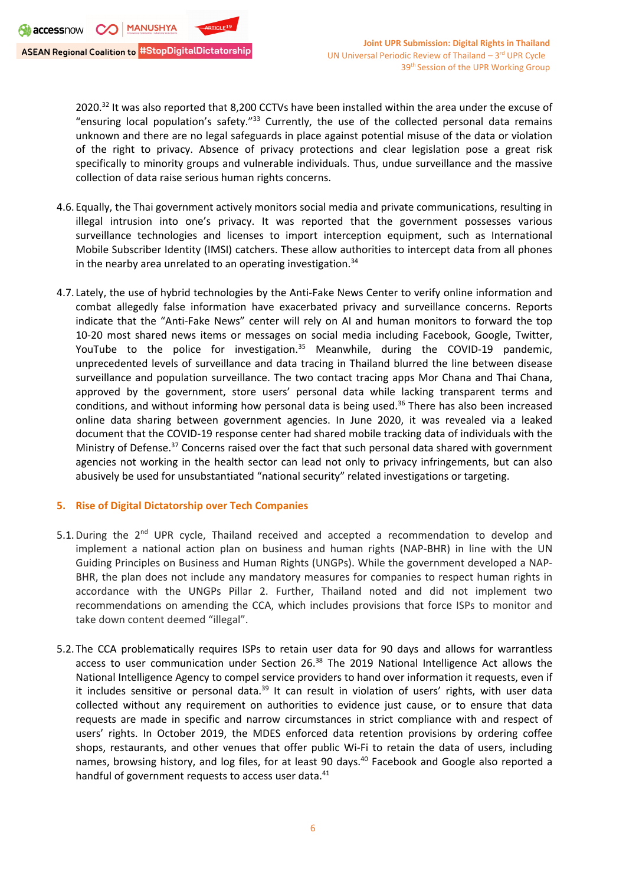2020.[32] It was also reported that 8,200 CCTVs have been installed within the area under the excuse of "ensuring local population's safety."[33] Currently, the use of the collected personal data remains unknown and there are no legal safeguards in place against potential misuse of the data or violation of the right to privacy. Absence of privacy protections and clear legislation pose a great risk specifically to minority groups and vulnerable individuals. Thus, undue surveillance and the massive collection of data raise serious human rights concerns.

4.6. Equally, the Thai government actively monitors social media and private communications, resulting in illegal intrusion into one's privacy. It was reported that the government possesses various surveillance technologies and licenses to import interception equipment, such as International Mobile Subscriber Identity (IMSI) catchers. These allow authorities to intercept data from all phones in the nearby area unrelated to an operating investigation.[34]

4.7. Lately, the use of hybrid technologies by the Anti-Fake News Center to verify online information and combat allegedly false information have exacerbated privacy and surveillance concerns. Reports indicate that the "Anti-Fake News" center will rely on AI and human monitors to forward the top 10-20 most shared news items or messages on social media including Facebook, Google, Twitter, YouTube to the police for investigation.[35] Meanwhile, during the COVID-19 pandemic, unprecedented levels of surveillance and data tracing in Thailand blurred the line between disease surveillance and population surveillance. The two contact tracing apps Mor Chana and Thai Chana, approved by the government, store users' personal data while lacking transparent terms and conditions, and without informing how personal data is being used.[36] There has also been increased online data sharing between government agencies. In June 2020, it was revealed via a leaked document that the COVID-19 response center had shared mobile tracking data of individuals with the Ministry of Defense.[37] Concerns raised over the fact that such personal data shared with government agencies not working in the health sector can lead not only to privacy infringements, but can also abusively be used for unsubstantiated "national security" related investigations or targeting.

## 5. Rise of Digital Dictatorship over Tech Companies

5.1. During the 2nd UPR cycle, Thailand received and accepted a recommendation to develop and implement a national action plan on business and human rights (NAP-BHR) in line with the UN Guiding Principles on Business and Human Rights (UNGPs). While the government developed a NAP-BHR, the plan does not include any mandatory measures for companies to respect human rights in accordance with the UNGPs Pillar 2. Further, Thailand noted and did not implement two recommendations on amending the CCA, which includes provisions that force ISPs to monitor and take down content deemed "illegal".

5.2. The CCA problematically requires ISPs to retain user data for 90 days and allows for warrantless access to user communication under Section 26.[38] The 2019 National Intelligence Act allows the National Intelligence Agency to compel service providers to hand over information it requests, even if it includes sensitive or personal data.[39] It can result in violation of users' rights, with user data collected without any requirement on authorities to evidence just cause, or to ensure that data requests are made in specific and narrow circumstances in strict compliance with and respect of users' rights. In October 2019, the MDES enforced data retention provisions by ordering coffee shops, restaurants, and other venues that offer public Wi-Fi to retain the data of users, including names, browsing history, and log files, for at least 90 days.[40] Facebook and Google also reported a handful of government requests to access user data.[41]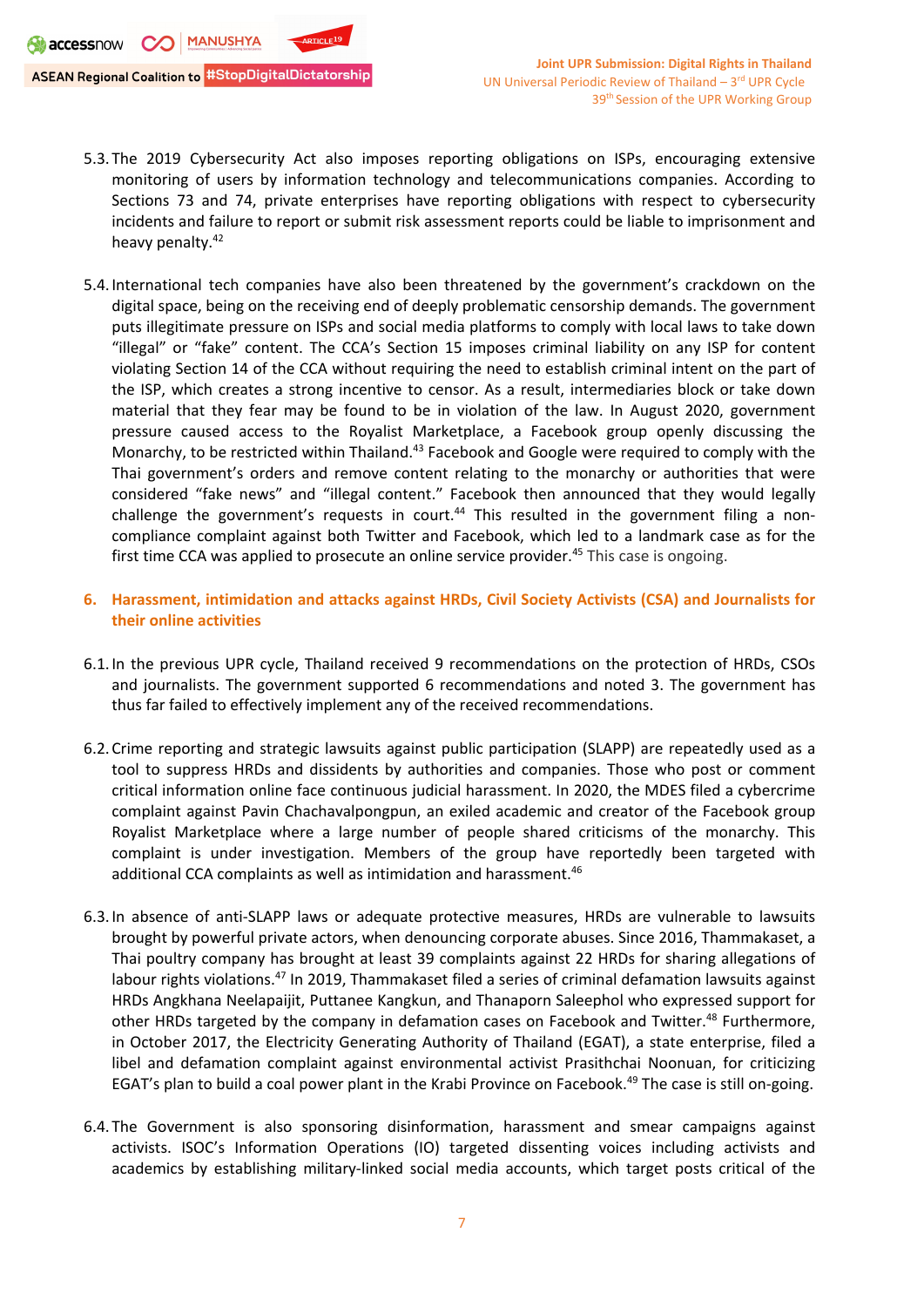5.3. The 2019 Cybersecurity Act also imposes reporting obligations on ISPs, encouraging extensive monitoring of users by information technology and telecommunications companies. According to Sections 73 and 74, private enterprises have reporting obligations with respect to cybersecurity incidents and failure to report or submit risk assessment reports could be liable to imprisonment and heavy penalty.[42]

5.4. International tech companies have also been threatened by the government's crackdown on the digital space, being on the receiving end of deeply problematic censorship demands. The government puts illegitimate pressure on ISPs and social media platforms to comply with local laws to take down "illegal" or "fake" content. The CCA's Section 15 imposes criminal liability on any ISP for content violating Section 14 of the CCA without requiring the need to establish criminal intent on the part of the ISP, which creates a strong incentive to censor. As a result, intermediaries block or take down material that they fear may be found to be in violation of the law. In August 2020, government pressure caused access to the Royalist Marketplace, a Facebook group openly discussing the Monarchy, to be restricted within Thailand.[43] Facebook and Google were required to comply with the Thai government's orders and remove content relating to the monarchy or authorities that were considered "fake news" and "illegal content." Facebook then announced that they would legally challenge the government's requests in court.[44] This resulted in the government filing a non-compliance complaint against both Twitter and Facebook, which led to a landmark case as for the first time CCA was applied to prosecute an online service provider.[45] This case is ongoing.

## 6. Harassment, intimidation and attacks against HRDs, Civil Society Activists (CSA) and Journalists for their online activities

6.1. In the previous UPR cycle, Thailand received 9 recommendations on the protection of HRDs, CSOs and journalists. The government supported 6 recommendations and noted 3. The government has thus far failed to effectively implement any of the received recommendations.

6.2. Crime reporting and strategic lawsuits against public participation (SLAPP) are repeatedly used as a tool to suppress HRDs and dissidents by authorities and companies. Those who post or comment critical information online face continuous judicial harassment. In 2020, the MDES filed a cybercrime complaint against Pavin Chachavalpongpun, an exiled academic and creator of the Facebook group Royalist Marketplace where a large number of people shared criticisms of the monarchy. This complaint is under investigation. Members of the group have reportedly been targeted with additional CCA complaints as well as intimidation and harassment.[46]

6.3. In absence of anti-SLAPP laws or adequate protective measures, HRDs are vulnerable to lawsuits brought by powerful private actors, when denouncing corporate abuses. Since 2016, Thammakaset, a Thai poultry company has brought at least 39 complaints against 22 HRDs for sharing allegations of labour rights violations.[47] In 2019, Thammakaset filed a series of criminal defamation lawsuits against HRDs Angkhana Neelapaijit, Puttanee Kangkun, and Thanaporn Saleephol who expressed support for other HRDs targeted by the company in defamation cases on Facebook and Twitter.[48] Furthermore, in October 2017, the Electricity Generating Authority of Thailand (EGAT), a state enterprise, filed a libel and defamation complaint against environmental activist Prasithchai Noonuan, for criticizing EGAT's plan to build a coal power plant in the Krabi Province on Facebook.[49] The case is still on-going.

6.4. The Government is also sponsoring disinformation, harassment and smear campaigns against activists. ISOC's Information Operations (IO) targeted dissenting voices including activists and academics by establishing military-linked social media accounts, which target posts critical of the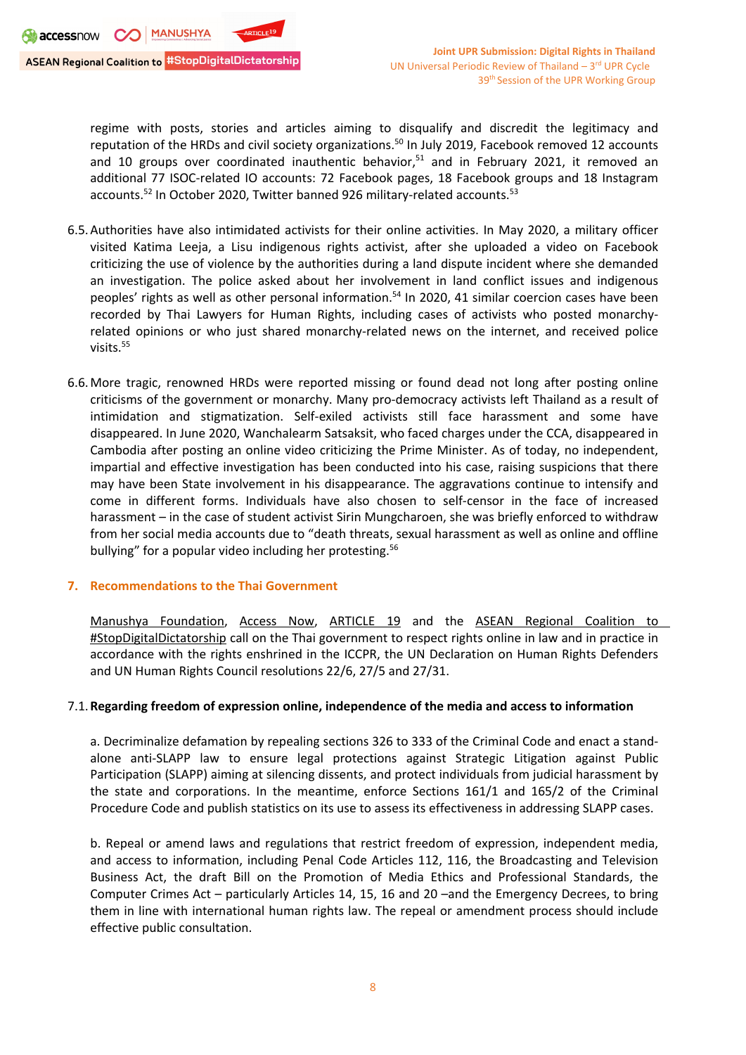regime with posts, stories and articles aiming to disqualify and discredit the legitimacy and reputation of the HRDs and civil society organizations.[50] In July 2019, Facebook removed 12 accounts and 10 groups over coordinated inauthentic behavior,[51] and in February 2021, it removed an additional 77 ISOC-related IO accounts: 72 Facebook pages, 18 Facebook groups and 18 Instagram accounts.[52] In October 2020, Twitter banned 926 military-related accounts.[53]

6.5. Authorities have also intimidated activists for their online activities. In May 2020, a military officer visited Katima Leeja, a Lisu indigenous rights activist, after she uploaded a video on Facebook criticizing the use of violence by the authorities during a land dispute incident where she demanded an investigation. The police asked about her involvement in land conflict issues and indigenous peoples' rights as well as other personal information.[54] In 2020, 41 similar coercion cases have been recorded by Thai Lawyers for Human Rights, including cases of activists who posted monarchy-related opinions or who just shared monarchy-related news on the internet, and received police visits.[55]

6.6. More tragic, renowned HRDs were reported missing or found dead not long after posting online criticisms of the government or monarchy. Many pro-democracy activists left Thailand as a result of intimidation and stigmatization. Self-exiled activists still face harassment and some have disappeared. In June 2020, Wanchalearm Satsaksit, who faced charges under the CCA, disappeared in Cambodia after posting an online video criticizing the Prime Minister. As of today, no independent, impartial and effective investigation has been conducted into his case, raising suspicions that there may have been State involvement in his disappearance. The aggravations continue to intensify and come in different forms. Individuals have also chosen to self-censor in the face of increased harassment – in the case of student activist Sirin Mungcharoen, she was briefly enforced to withdraw from her social media accounts due to "death threats, sexual harassment as well as online and offline bullying" for a popular video including her protesting.[56]

## 7. Recommendations to the Thai Government

Manushya Foundation, Access Now, ARTICLE 19 and the ASEAN Regional Coalition to #StopDigitalDictatorship call on the Thai government to respect rights online in law and in practice in accordance with the rights enshrined in the ICCPR, the UN Declaration on Human Rights Defenders and UN Human Rights Council resolutions 22/6, 27/5 and 27/31.

### 7.1. Regarding freedom of expression online, independence of the media and access to information

a. Decriminalize defamation by repealing sections 326 to 333 of the Criminal Code and enact a stand-alone anti-SLAPP law to ensure legal protections against Strategic Litigation against Public Participation (SLAPP) aiming at silencing dissents, and protect individuals from judicial harassment by the state and corporations. In the meantime, enforce Sections 161/1 and 165/2 of the Criminal Procedure Code and publish statistics on its use to assess its effectiveness in addressing SLAPP cases.

b. Repeal or amend laws and regulations that restrict freedom of expression, independent media, and access to information, including Penal Code Articles 112, 116, the Broadcasting and Television Business Act, the draft Bill on the Promotion of Media Ethics and Professional Standards, the Computer Crimes Act – particularly Articles 14, 15, 16 and 20 –and the Emergency Decrees, to bring them in line with international human rights law. The repeal or amendment process should include effective public consultation.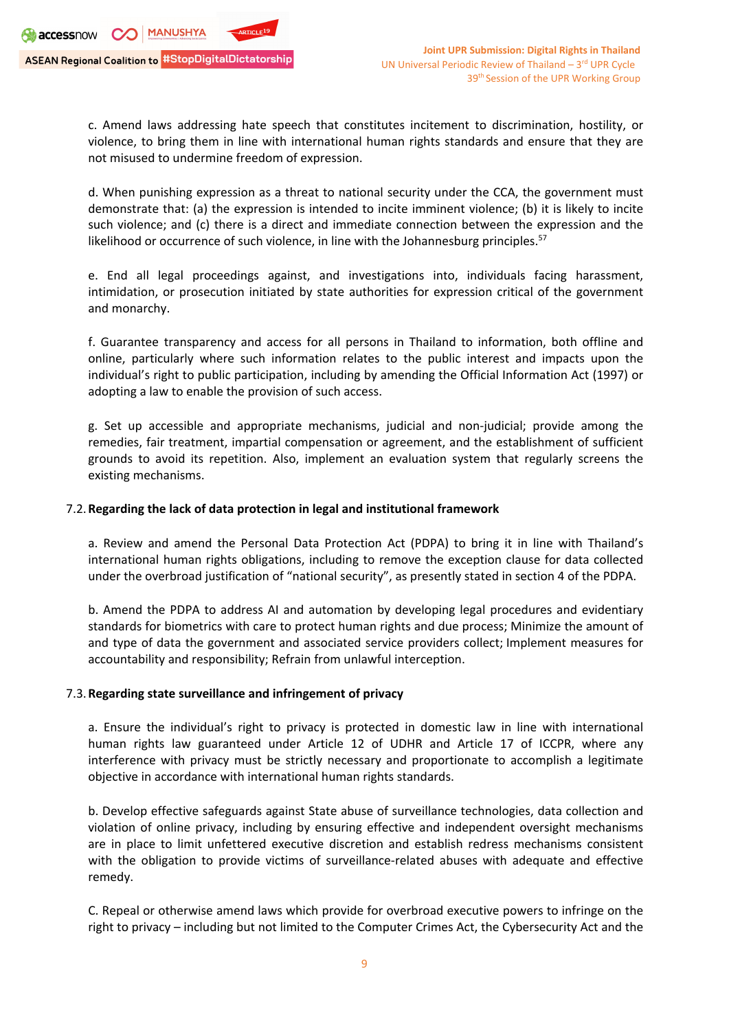c. Amend laws addressing hate speech that constitutes incitement to discrimination, hostility, or violence, to bring them in line with international human rights standards and ensure that they are not misused to undermine freedom of expression.

d. When punishing expression as a threat to national security under the CCA, the government must demonstrate that: (a) the expression is intended to incite imminent violence; (b) it is likely to incite such violence; and (c) there is a direct and immediate connection between the expression and the likelihood or occurrence of such violence, in line with the Johannesburg principles.[57]

e. End all legal proceedings against, and investigations into, individuals facing harassment, intimidation, or prosecution initiated by state authorities for expression critical of the government and monarchy.

f. Guarantee transparency and access for all persons in Thailand to information, both offline and online, particularly where such information relates to the public interest and impacts upon the individual's right to public participation, including by amending the Official Information Act (1997) or adopting a law to enable the provision of such access.

g. Set up accessible and appropriate mechanisms, judicial and non-judicial; provide among the remedies, fair treatment, impartial compensation or agreement, and the establishment of sufficient grounds to avoid its repetition. Also, implement an evaluation system that regularly screens the existing mechanisms.

7.2. **Regarding the lack of data protection in legal and institutional framework**

a. Review and amend the Personal Data Protection Act (PDPA) to bring it in line with Thailand's international human rights obligations, including to remove the exception clause for data collected under the overbroad justification of "national security", as presently stated in section 4 of the PDPA.

b. Amend the PDPA to address AI and automation by developing legal procedures and evidentiary standards for biometrics with care to protect human rights and due process; Minimize the amount of and type of data the government and associated service providers collect; Implement measures for accountability and responsibility; Refrain from unlawful interception.

7.3. **Regarding state surveillance and infringement of privacy**

a. Ensure the individual's right to privacy is protected in domestic law in line with international human rights law guaranteed under Article 12 of UDHR and Article 17 of ICCPR, where any interference with privacy must be strictly necessary and proportionate to accomplish a legitimate objective in accordance with international human rights standards.

b. Develop effective safeguards against State abuse of surveillance technologies, data collection and violation of online privacy, including by ensuring effective and independent oversight mechanisms are in place to limit unfettered executive discretion and establish redress mechanisms consistent with the obligation to provide victims of surveillance-related abuses with adequate and effective remedy.

C. Repeal or otherwise amend laws which provide for overbroad executive powers to infringe on the right to privacy – including but not limited to the Computer Crimes Act, the Cybersecurity Act and the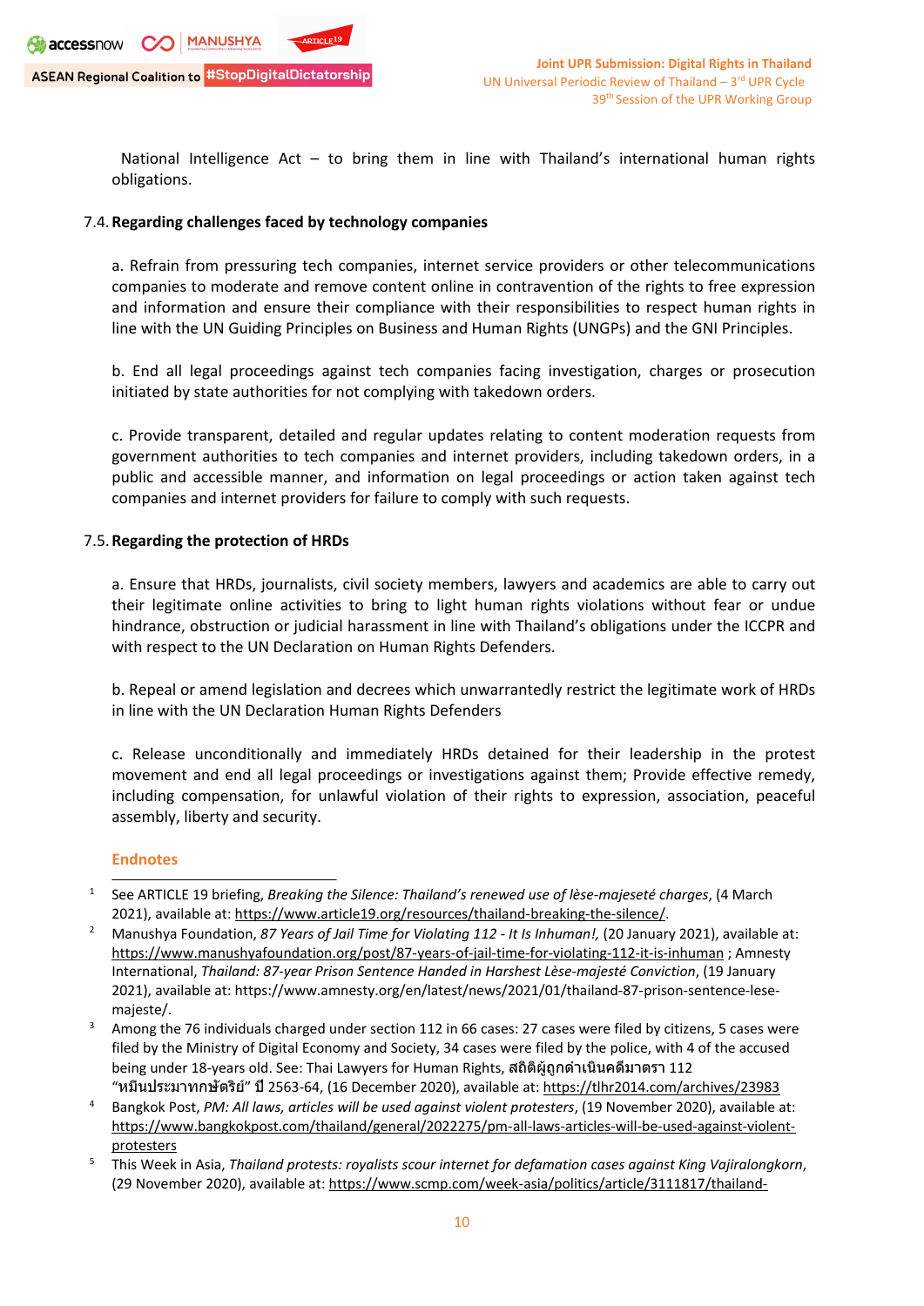National Intelligence Act – to bring them in line with Thailand's international human rights obligations.

7.4. **Regarding challenges faced by technology companies**

a. Refrain from pressuring tech companies, internet service providers or other telecommunications companies to moderate and remove content online in contravention of the rights to free expression and information and ensure their compliance with their responsibilities to respect human rights in line with the UN Guiding Principles on Business and Human Rights (UNGPs) and the GNI Principles.

b. End all legal proceedings against tech companies facing investigation, charges or prosecution initiated by state authorities for not complying with takedown orders.

c. Provide transparent, detailed and regular updates relating to content moderation requests from government authorities to tech companies and internet providers, including takedown orders, in a public and accessible manner, and information on legal proceedings or action taken against tech companies and internet providers for failure to comply with such requests.

7.5. **Regarding the protection of HRDs**

a. Ensure that HRDs, journalists, civil society members, lawyers and academics are able to carry out their legitimate online activities to bring to light human rights violations without fear or undue hindrance, obstruction or judicial harassment in line with Thailand's obligations under the ICCPR and with respect to the UN Declaration on Human Rights Defenders.

b. Repeal or amend legislation and decrees which unwarrantedly restrict the legitimate work of HRDs in line with the UN Declaration Human Rights Defenders

c. Release unconditionally and immediately HRDs detained for their leadership in the protest movement and end all legal proceedings or investigations against them; Provide effective remedy, including compensation, for unlawful violation of their rights to expression, association, peaceful assembly, liberty and security.

## Endnotes

---

[1] See ARTICLE 19 briefing, *Breaking the Silence: Thailand's renewed use of lèse-majeseté charges*, (4 March 2021), available at: https://www.article19.org/resources/thailand-breaking-the-silence/.

[2] Manushya Foundation, *87 Years of Jail Time for Violating 112 - It Is Inhuman!*, (20 January 2021), available at: https://www.manushyafoundation.org/post/87-years-of-jail-time-for-violating-112-it-is-inhuman ; Amnesty International, *Thailand: 87-year Prison Sentence Handed in Harshest Lèse-majesté Conviction*, (19 January 2021), available at: https://www.amnesty.org/en/latest/news/2021/01/thailand-87-prison-sentence-lese-majeste/.

[3] Among the 76 individuals charged under section 112 in 66 cases: 27 cases were filed by citizens, 5 cases were filed by the Ministry of Digital Economy and Society, 34 cases were filed by the police, with 4 of the accused being under 18-years old. See: Thai Lawyers for Human Rights, สถิติผู้ถูกดำเนินคดีมาตรา 112 "หมิ่นประมาทกษัตริย์" ปี 2563-64, (16 December 2020), available at: https://tlhr2014.com/archives/23983

[4] Bangkok Post, *PM: All laws, articles will be used against violent protesters*, (19 November 2020), available at: https://www.bangkokpost.com/thailand/general/2022275/pm-all-laws-articles-will-be-used-against-violent-protesters

[5] This Week in Asia, *Thailand protests: royalists scour internet for defamation cases against King Vajiralongkorn*, (29 November 2020), available at: https://www.scmp.com/week-asia/politics/article/3111817/thailand-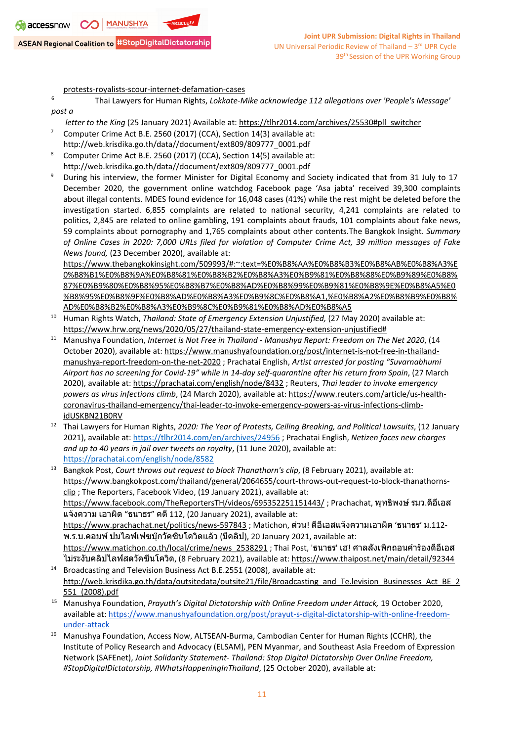protests-royalists-scour-internet-defamation-cases

6 Thai Lawyers for Human Rights, *Lokkate-Mike acknowledge 112 allegations over 'People's Message' post a letter to the King* (25 January 2021) Available at: https://tlhr2014.com/archives/25530#pll_switcher

7 Computer Crime Act B.E. 2560 (2017) (CCA), Section 14(3) available at: http://web.krisdika.go.th/data//document/ext809/809777_0001.pdf

8 Computer Crime Act B.E. 2560 (2017) (CCA), Section 14(5) available at: http://web.krisdika.go.th/data//document/ext809/809777_0001.pdf

9 During his interview, the former Minister for Digital Economy and Society indicated that from 31 July to 17 December 2020, the government online watchdog Facebook page 'Asa jabta' received 39,300 complaints about illegal contents. MDES found evidence for 16,048 cases (41%) while the rest might be deleted before the investigation started. 6,855 complaints are related to national security, 4,241 complaints are related to politics, 2,845 are related to online gambling, 191 complaints about frauds, 101 complaints about fake news, 59 complaints about pornography and 1,765 complaints about other contents.The Bangkok Insight. *Summary of Online Cases in 2020: 7,000 URLs filed for violation of Computer Crime Act, 39 million messages of Fake News found,* (23 December 2020), available at: https://www.thebangkokinsight.com/509993/#:~:text=%E0%B8%AA%E0%B8%B3%E0%B8%AB%E0%B8%A3%E0%B8%B1%E0%B8%9A%E0%B8%81%E0%B8%B2%E0%B8%A3%E0%B9%81%E0%B8%88%E0%B9%89%E0%B8%87%E0%B9%80%E0%B8%95%E0%B8%B7%E0%B8%AD%E0%B8%99%E0%B9%81%E0%B8%9E%E0%B8%A5%E0%B8%95%E0%B8%9F%E0%B8%AD%E0%B8%A3%E0%B9%8C%E0%B8%A1,%E0%B8%A2%E0%B8%B9%E0%B8%AD%E0%B8%B2%E0%B8%A3%E0%B9%8C%E0%B9%81%E0%B8%AD%E0%B8%A5

10 Human Rights Watch, *Thailand: State of Emergency Extension Unjustified,* (27 May 2020) available at: https://www.hrw.org/news/2020/05/27/thailand-state-emergency-extension-unjustified#

11 Manushya Foundation, *Internet is Not Free in Thailand - Manushya Report: Freedom on The Net 2020*, (14 October 2020), available at: https://www.manushyafoundation.org/post/internet-is-not-free-in-thailand-manushya-report-freedom-on-the-net-2020 ; Prachatai English, *Artist arrested for posting "Suvarnabhumi Airport has no screening for Covid-19" while in 14-day self-quarantine after his return from Spain*, (27 March 2020), available at: https://prachatai.com/english/node/8432 ; Reuters, *Thai leader to invoke emergency powers as virus infections climb*, (24 March 2020), available at: https://www.reuters.com/article/us-health-coronavirus-thailand-emergency/thai-leader-to-invoke-emergency-powers-as-virus-infections-climb-idUSKBN21B0RV

12 Thai Lawyers for Human Rights, *2020: The Year of Protests, Ceiling Breaking, and Political Lawsuits*, (12 January 2021), available at: https://tlhr2014.com/en/archives/24956 ; Prachatai English, *Netizen faces new charges and up to 40 years in jail over tweets on royalty*, (11 June 2020), available at: https://prachatai.com/english/node/8582

13 Bangkok Post, *Court throws out request to block Thanathorn's clip*, (8 February 2021), available at: https://www.bangkokpost.com/thailand/general/2064655/court-throws-out-request-to-block-thanathorns-clip ; The Reporters, Facebook Video, (19 January 2021), available at: https://www.facebook.com/TheReportersTH/videos/695352251151443/ ; Prachachat, พุทธิพงษ์ รมว.ดีอีเอส แจ้งความ เอาผิด "ธนาธร" คดี 112, (20 January 2021), available at: https://www.prachachat.net/politics/news-597843 ; Matichon, ด่วน! ดีอีเอสแจ้งความเอาผิด 'ธนาธร' ม.112-พ.ร.บ.คอมพ์ ปมไลฟ์เฟซบุ๊กวัคซีนโควิดแล้ว (มีคลิป), 20 January 2021, available at: https://www.matichon.co.th/local/crime/news_2538291 ; Thai Post, 'ธนาธร' เฮ! ศาลสั่งเพิกถอนคำร้องดีอีเอส ไม่ระงับคลิปไลฟ์สดวัคซีนโควิด, (8 February 2021), available at: https://www.thaipost.net/main/detail/92344

14 Broadcasting and Television Business Act B.E.2551 (2008), available at: http://web.krisdika.go.th/data/outsitedata/outsite21/file/Broadcasting_and_Te.levision_Businesses_Act_BE_2551_(2008).pdf

15 Manushya Foundation, *Prayuth's Digital Dictatorship with Online Freedom under Attack,* 19 October 2020, available at: https://www.manushyafoundation.org/post/prayut-s-digital-dictatorship-with-online-freedom-under-attack

16 Manushya Foundation, Access Now, ALTSEAN-Burma, Cambodian Center for Human Rights (CCHR), the Institute of Policy Research and Advocacy (ELSAM), PEN Myanmar, and Southeast Asia Freedom of Expression Network (SAFEnet), *Joint Solidarity Statement- Thailand: Stop Digital Dictatorship Over Online Freedom, #StopDigitalDictatorship, #WhatsHappeningInThailand*, (25 October 2020), available at: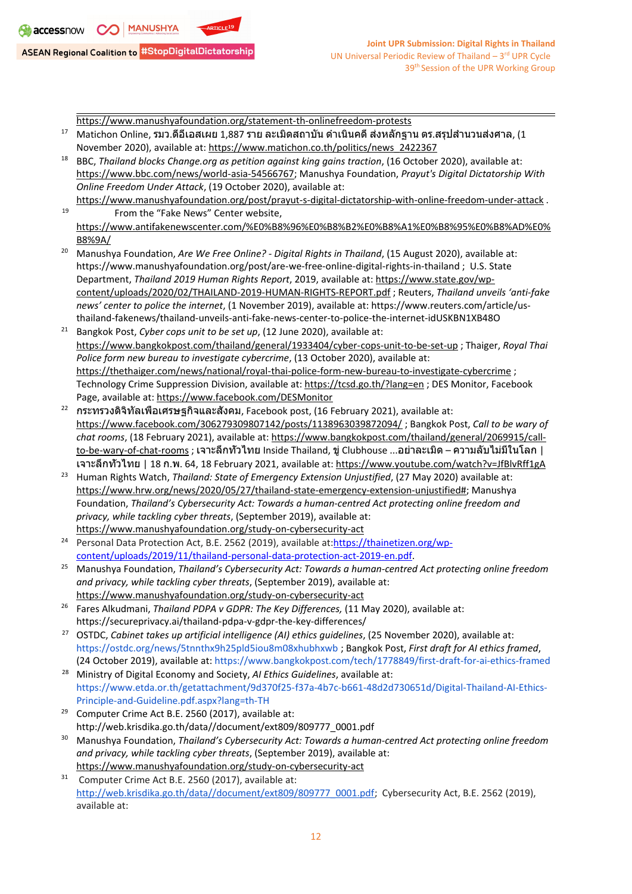https://www.manushyafoundation.org/statement-th-onlinefreedom-protests

[17] Matichon Online, รมว.ดีอีเอสเผย 1,887 ราย ละเมิดสถาบัน ดำเนินคดี ส่งหลักฐาน ตร.สรุปสำนวนส่งศาล, (1 November 2020), available at: https://www.matichon.co.th/politics/news_2422367

[18] BBC, *Thailand blocks Change.org as petition against king gains traction*, (16 October 2020), available at: https://www.bbc.com/news/world-asia-54566767; Manushya Foundation, *Prayut's Digital Dictatorship With Online Freedom Under Attack*, (19 October 2020), available at: https://www.manushyafoundation.org/post/prayut-s-digital-dictatorship-with-online-freedom-under-attack .

[19] From the "Fake News" Center website, https://www.antifakenewscenter.com/%E0%B8%96%E0%B8%B2%E0%B8%A1%E0%B8%95%E0%B8%AD%E0%B8%9A/

[20] Manushya Foundation, *Are We Free Online? - Digital Rights in Thailand*, (15 August 2020), available at: https://www.manushyafoundation.org/post/are-we-free-online-digital-rights-in-thailand ; U.S. State Department, *Thailand 2019 Human Rights Report*, 2019, available at: https://www.state.gov/wp-content/uploads/2020/02/THAILAND-2019-HUMAN-RIGHTS-REPORT.pdf ; Reuters, *Thailand unveils 'anti-fake news' center to police the internet*, (1 November 2019), available at: https://www.reuters.com/article/us-thailand-fakenews/thailand-unveils-anti-fake-news-center-to-police-the-internet-idUSKBN1XB48O

[21] Bangkok Post, *Cyber cops unit to be set up*, (12 June 2020), available at: https://www.bangkokpost.com/thailand/general/1933404/cyber-cops-unit-to-be-set-up ; Thaiger, *Royal Thai Police form new bureau to investigate cybercrime*, (13 October 2020), available at: https://thethaiger.com/news/national/royal-thai-police-form-new-bureau-to-investigate-cybercrime ; Technology Crime Suppression Division, available at: https://tcsd.go.th/?lang=en ; DES Monitor, Facebook Page, available at: https://www.facebook.com/DESMonitor

[22] กระทรวงดิจิทัลเพื่อเศรษฐกิจและสังคม, Facebook post, (16 February 2021), available at: https://www.facebook.com/306279309807142/posts/1138963039872094/ ; Bangkok Post, *Call to be wary of chat rooms*, (18 February 2021), available at: https://www.bangkokpost.com/thailand/general/2069915/call-to-be-wary-of-chat-rooms ; เจาะลึกทั่วไทย Inside Thailand, ขู่ Clubhouse ...อย่าละเมิด – ความลับไม่มีในโลก | เจาะลึกทั่วไทย | 18 ก.พ. 64, 18 February 2021, available at: https://www.youtube.com/watch?v=JfBlvRff1gA

[23] Human Rights Watch, *Thailand: State of Emergency Extension Unjustified*, (27 May 2020) available at: https://www.hrw.org/news/2020/05/27/thailand-state-emergency-extension-unjustified#; Manushya Foundation, *Thailand's Cybersecurity Act: Towards a human-centred Act protecting online freedom and privacy, while tackling cyber threats*, (September 2019), available at: https://www.manushyafoundation.org/study-on-cybersecurity-act

[24] Personal Data Protection Act, B.E. 2562 (2019), available at:https://thainetizen.org/wp-content/uploads/2019/11/thailand-personal-data-protection-act-2019-en.pdf.

[25] Manushya Foundation, *Thailand's Cybersecurity Act: Towards a human-centred Act protecting online freedom and privacy, while tackling cyber threats*, (September 2019), available at: https://www.manushyafoundation.org/study-on-cybersecurity-act

[26] Fares Alkudmani, *Thailand PDPA v GDPR: The Key Differences*, (11 May 2020), available at: https://secureprivacy.ai/thailand-pdpa-v-gdpr-the-key-differences/

[27] OSTDC, *Cabinet takes up artificial intelligence (AI) ethics guidelines*, (25 November 2020), available at: https://ostdc.org/news/5tnnthx9h25pld5iou8m08xhubhxwb ; Bangkok Post, *First draft for AI ethics framed*, (24 October 2019), available at: https://www.bangkokpost.com/tech/1778849/first-draft-for-ai-ethics-framed

[28] Ministry of Digital Economy and Society, *AI Ethics Guidelines*, available at: https://www.etda.or.th/getattachment/9d370f25-f37a-4b7c-b661-48d2d730651d/Digital-Thailand-AI-Ethics-Principle-and-Guideline.pdf.aspx?lang=th-TH

[29] Computer Crime Act B.E. 2560 (2017), available at: http://web.krisdika.go.th/data//document/ext809/809777_0001.pdf

[30] Manushya Foundation, *Thailand's Cybersecurity Act: Towards a human-centred Act protecting online freedom and privacy, while tackling cyber threats*, (September 2019), available at: https://www.manushyafoundation.org/study-on-cybersecurity-act

[31] Computer Crime Act B.E. 2560 (2017), available at: http://web.krisdika.go.th/data//document/ext809/809777_0001.pdf; Cybersecurity Act, B.E. 2562 (2019), available at: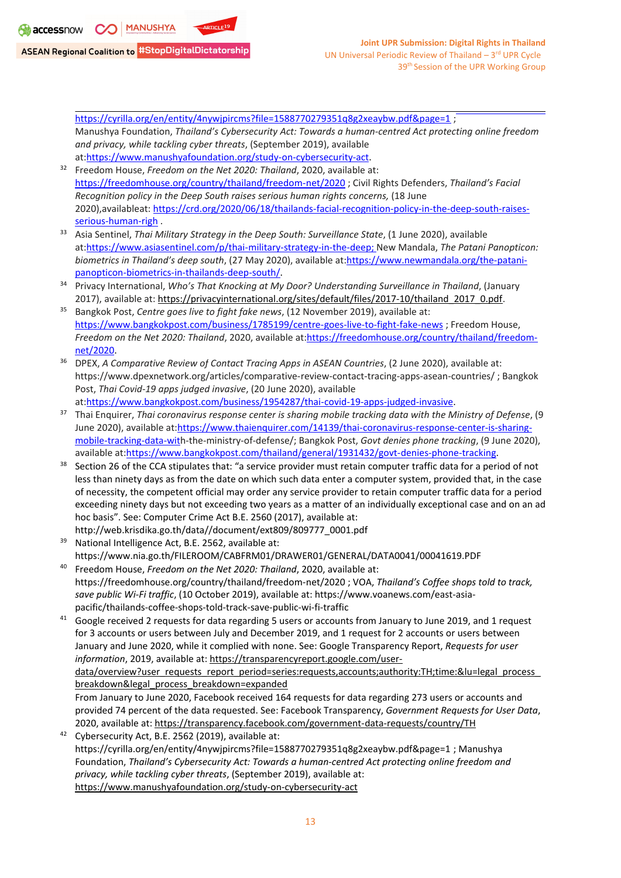https://cyrilla.org/en/entity/4nywjpircms?file=1588770279351q8g2xeaybw.pdf&page=1 ; Manushya Foundation, *Thailand's Cybersecurity Act: Towards a human-centred Act protecting online freedom and privacy, while tackling cyber threats*, (September 2019), available at:https://www.manushyafoundation.org/study-on-cybersecurity-act.

[32] Freedom House, *Freedom on the Net 2020: Thailand*, 2020, available at: https://freedomhouse.org/country/thailand/freedom-net/2020 ; Civil Rights Defenders, *Thailand's Facial Recognition policy in the Deep South raises serious human rights concerns,* (18 June 2020),availableat: https://crd.org/2020/06/18/thailands-facial-recognition-policy-in-the-deep-south-raises-serious-human-righ .

[33] Asia Sentinel, *Thai Military Strategy in the Deep South: Surveillance State*, (1 June 2020), available at:https://www.asiasentinel.com/p/thai-military-strategy-in-the-deep; New Mandala, *The Patani Panopticon: biometrics in Thailand's deep south*, (27 May 2020), available at:https://www.newmandala.org/the-patani-panopticon-biometrics-in-thailands-deep-south/.

[34] Privacy International, *Who's That Knocking at My Door? Understanding Surveillance in Thailand*, (January 2017), available at: https://privacyinternational.org/sites/default/files/2017-10/thailand_2017_0.pdf.

[35] Bangkok Post, *Centre goes live to fight fake news*, (12 November 2019), available at: https://www.bangkokpost.com/business/1785199/centre-goes-live-to-fight-fake-news ; Freedom House, *Freedom on the Net 2020: Thailand*, 2020, available at:https://freedomhouse.org/country/thailand/freedom-net/2020.

[36] DPEX, *A Comparative Review of Contact Tracing Apps in ASEAN Countries*, (2 June 2020), available at: https://www.dpexnetwork.org/articles/comparative-review-contact-tracing-apps-asean-countries/ ; Bangkok Post, *Thai Covid-19 apps judged invasive*, (20 June 2020), available at:https://www.bangkokpost.com/business/1954287/thai-covid-19-apps-judged-invasive.

[37] Thai Enquirer, *Thai coronavirus response center is sharing mobile tracking data with the Ministry of Defense*, (9 June 2020), available at:https://www.thaienquirer.com/14139/thai-coronavirus-response-center-is-sharing-mobile-tracking-data-with-the-ministry-of-defense/; Bangkok Post, *Govt denies phone tracking*, (9 June 2020), available at:https://www.bangkokpost.com/thailand/general/1931432/govt-denies-phone-tracking.

[38] Section 26 of the CCA stipulates that: "a service provider must retain computer traffic data for a period of not less than ninety days as from the date on which such data enter a computer system, provided that, in the case of necessity, the competent official may order any service provider to retain computer traffic data for a period exceeding ninety days but not exceeding two years as a matter of an individually exceptional case and on an ad hoc basis". See: Computer Crime Act B.E. 2560 (2017), available at: http://web.krisdika.go.th/data//document/ext809/809777_0001.pdf

[39] National Intelligence Act, B.E. 2562, available at: https://www.nia.go.th/FILEROOM/CABFRM01/DRAWER01/GENERAL/DATA0041/00041619.PDF

[40] Freedom House, *Freedom on the Net 2020: Thailand*, 2020, available at: https://freedomhouse.org/country/thailand/freedom-net/2020 ; VOA, *Thailand's Coffee shops told to track, save public Wi-Fi traffic*, (10 October 2019), available at: https://www.voanews.com/east-asia-pacific/thailands-coffee-shops-told-track-save-public-wi-fi-traffic

[41] Google received 2 requests for data regarding 5 users or accounts from January to June 2019, and 1 request for 3 accounts or users between July and December 2019, and 1 request for 2 accounts or users between January and June 2020, while it complied with none. See: Google Transparency Report, *Requests for user information*, 2019, available at: https://transparencyreport.google.com/user-data/overview?user_requests_report_period=series:requests,accounts;authority:TH;time:&lu=legal_process_breakdown&legal_process_breakdown=expanded
From January to June 2020, Facebook received 164 requests for data regarding 273 users or accounts and provided 74 percent of the data requested. See: Facebook Transparency, *Government Requests for User Data*, 2020, available at: https://transparency.facebook.com/government-data-requests/country/TH

[42] Cybersecurity Act, B.E. 2562 (2019), available at: https://cyrilla.org/en/entity/4nywjpircms?file=1588770279351q8g2xeaybw.pdf&page=1 ; Manushya Foundation, *Thailand's Cybersecurity Act: Towards a human-centred Act protecting online freedom and privacy, while tackling cyber threats*, (September 2019), available at: https://www.manushyafoundation.org/study-on-cybersecurity-act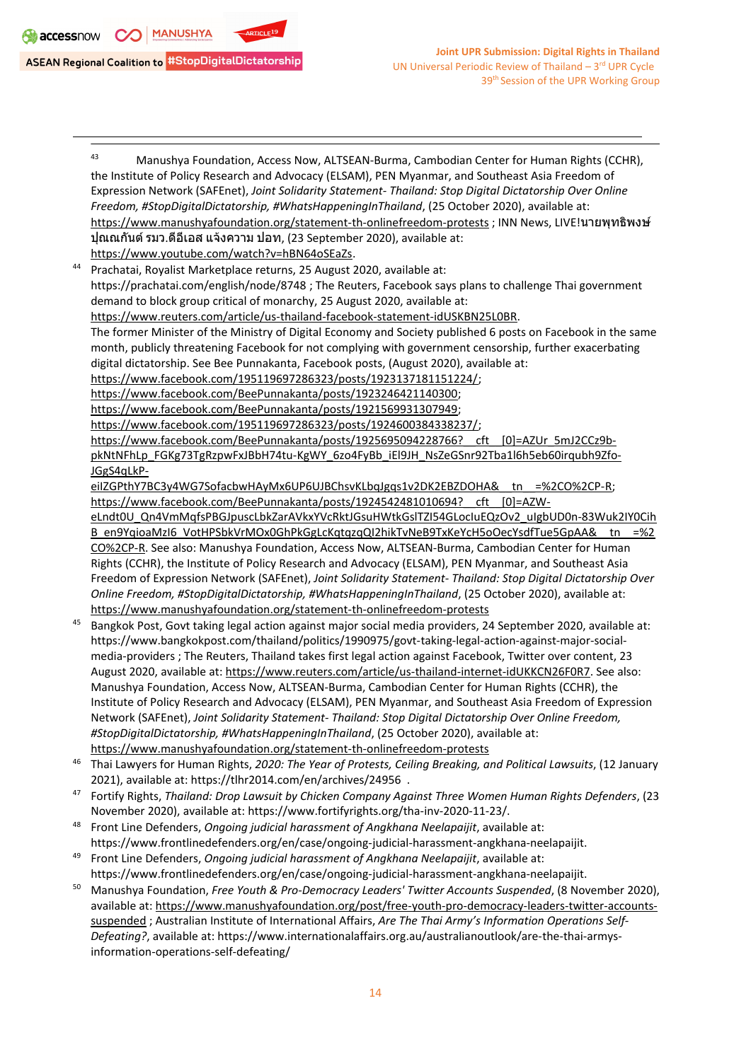[43] Manushya Foundation, Access Now, ALTSEAN-Burma, Cambodian Center for Human Rights (CCHR), the Institute of Policy Research and Advocacy (ELSAM), PEN Myanmar, and Southeast Asia Freedom of Expression Network (SAFEnet), *Joint Solidarity Statement- Thailand: Stop Digital Dictatorship Over Online Freedom, #StopDigitalDictatorship, #WhatsHappeningInThailand*, (25 October 2020), available at: https://www.manushyafoundation.org/statement-th-onlinefreedom-protests ; INN News, LIVE!นายพุทธิพงษ์ ปุณณกันต์ รมว.ดีอีเอส แจ้งความ ปอท, (23 September 2020), available at: https://www.youtube.com/watch?v=hBN64oSEaZs.

[44] Prachatai, Royalist Marketplace returns, 25 August 2020, available at: https://prachatai.com/english/node/8748 ; The Reuters, Facebook says plans to challenge Thai government demand to block group critical of monarchy, 25 August 2020, available at: https://www.reuters.com/article/us-thailand-facebook-statement-idUSKBN25L0BR.
The former Minister of the Ministry of Digital Economy and Society published 6 posts on Facebook in the same month, publicly threatening Facebook for not complying with government censorship, further exacerbating digital dictatorship. See Bee Punnakanta, Facebook posts, (August 2020), available at:
https://www.facebook.com/195119697286323/posts/1923137181151224/;
https://www.facebook.com/BeePunnakanta/posts/1923246421140300;
https://www.facebook.com/BeePunnakanta/posts/1921569931307949;
https://www.facebook.com/195119697286323/posts/1924600384338237/;
https://www.facebook.com/BeePunnakanta/posts/1925695094228766?__cft__[0]=AZUr_5mJ2CCz9b-pkNtNFhLp_FGKg73TgRzpwFxJBbH74tu-KgWY_6zo4FyBb_iEl9JH_NsZeGSnr92Tba1l6h5eb60irqubh9Zfo-JGgS4qLkP-eiIZGPthY7BC3y4WG7SofacbwHAyMx6UP6UJBChsvKLbqJgqs1v2DK2EBZDOHA&__tn__=%2CO%2CP-R;
https://www.facebook.com/BeePunnakanta/posts/1924542481010694?__cft__[0]=AZW-eLndt0U_Qn4VmMqfsPBGJpuscLbkZarAVkxYVcRktJGsuHWtkGslTZI54GLocIuEQzOv2_uIgbUD0n-83Wuk2IY0CihB_en9YqioaMzI6_VotHPSbkVrMOx0GhPkGgLcKqtqzqQI2hikTvNeB9TxKeYcH5oOecYsdfTue5GpAA&__tn__=%2CO%2CP-R. See also: Manushya Foundation, Access Now, ALTSEAN-Burma, Cambodian Center for Human Rights (CCHR), the Institute of Policy Research and Advocacy (ELSAM), PEN Myanmar, and Southeast Asia Freedom of Expression Network (SAFEnet), *Joint Solidarity Statement- Thailand: Stop Digital Dictatorship Over Online Freedom, #StopDigitalDictatorship, #WhatsHappeningInThailand*, (25 October 2020), available at: https://www.manushyafoundation.org/statement-th-onlinefreedom-protests

[45] Bangkok Post, Govt taking legal action against major social media providers, 24 September 2020, available at: https://www.bangkokpost.com/thailand/politics/1990975/govt-taking-legal-action-against-major-social-media-providers ; The Reuters, Thailand takes first legal action against Facebook, Twitter over content, 23 August 2020, available at: https://www.reuters.com/article/us-thailand-internet-idUKKCN26F0R7. See also: Manushya Foundation, Access Now, ALTSEAN-Burma, Cambodian Center for Human Rights (CCHR), the Institute of Policy Research and Advocacy (ELSAM), PEN Myanmar, and Southeast Asia Freedom of Expression Network (SAFEnet), *Joint Solidarity Statement- Thailand: Stop Digital Dictatorship Over Online Freedom, #StopDigitalDictatorship, #WhatsHappeningInThailand*, (25 October 2020), available at: https://www.manushyafoundation.org/statement-th-onlinefreedom-protests

[46] Thai Lawyers for Human Rights, *2020: The Year of Protests, Ceiling Breaking, and Political Lawsuits*, (12 January 2021), available at: https://tlhr2014.com/en/archives/24956 .

[47] Fortify Rights, *Thailand: Drop Lawsuit by Chicken Company Against Three Women Human Rights Defenders*, (23 November 2020), available at: https://www.fortifyrights.org/tha-inv-2020-11-23/.

[48] Front Line Defenders, *Ongoing judicial harassment of Angkhana Neelapaijit*, available at: https://www.frontlinedefenders.org/en/case/ongoing-judicial-harassment-angkhana-neelapaijit.

[49] Front Line Defenders, *Ongoing judicial harassment of Angkhana Neelapaijit*, available at: https://www.frontlinedefenders.org/en/case/ongoing-judicial-harassment-angkhana-neelapaijit.

[50] Manushya Foundation, *Free Youth & Pro-Democracy Leaders' Twitter Accounts Suspended*, (8 November 2020), available at: https://www.manushyafoundation.org/post/free-youth-pro-democracy-leaders-twitter-accounts-suspended ; Australian Institute of International Affairs, *Are The Thai Army's Information Operations Self-Defeating?*, available at: https://www.internationalaffairs.org.au/australianoutlook/are-the-thai-armys-information-operations-self-defeating/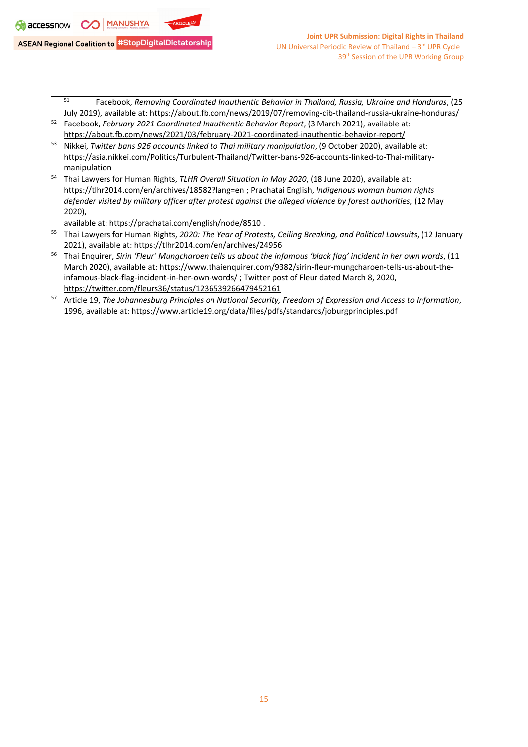[51] Facebook, *Removing Coordinated Inauthentic Behavior in Thailand, Russia, Ukraine and Honduras*, (25 July 2019), available at: https://about.fb.com/news/2019/07/removing-cib-thailand-russia-ukraine-honduras/

[52] Facebook, *February 2021 Coordinated Inauthentic Behavior Report*, (3 March 2021), available at: https://about.fb.com/news/2021/03/february-2021-coordinated-inauthentic-behavior-report/

[53] Nikkei, *Twitter bans 926 accounts linked to Thai military manipulation*, (9 October 2020), available at: https://asia.nikkei.com/Politics/Turbulent-Thailand/Twitter-bans-926-accounts-linked-to-Thai-military-manipulation

[54] Thai Lawyers for Human Rights, *TLHR Overall Situation in May 2020*, (18 June 2020), available at: https://tlhr2014.com/en/archives/18582?lang=en ; Prachatai English, *Indigenous woman human rights defender visited by military officer after protest against the alleged violence by forest authorities,* (12 May 2020), available at: https://prachatai.com/english/node/8510 .

[55] Thai Lawyers for Human Rights, *2020: The Year of Protests, Ceiling Breaking, and Political Lawsuits*, (12 January 2021), available at: https://tlhr2014.com/en/archives/24956

[56] Thai Enquirer, *Sirin 'Fleur' Mungcharoen tells us about the infamous 'black flag' incident in her own words*, (11 March 2020), available at: https://www.thaienquirer.com/9382/sirin-fleur-mungcharoen-tells-us-about-the-infamous-black-flag-incident-in-her-own-words/ ; Twitter post of Fleur dated March 8, 2020, https://twitter.com/fleurs36/status/1236539266479452161

[57] Article 19, *The Johannesburg Principles on National Security, Freedom of Expression and Access to Information*, 1996, available at: https://www.article19.org/data/files/pdfs/standards/joburgprinciples.pdf